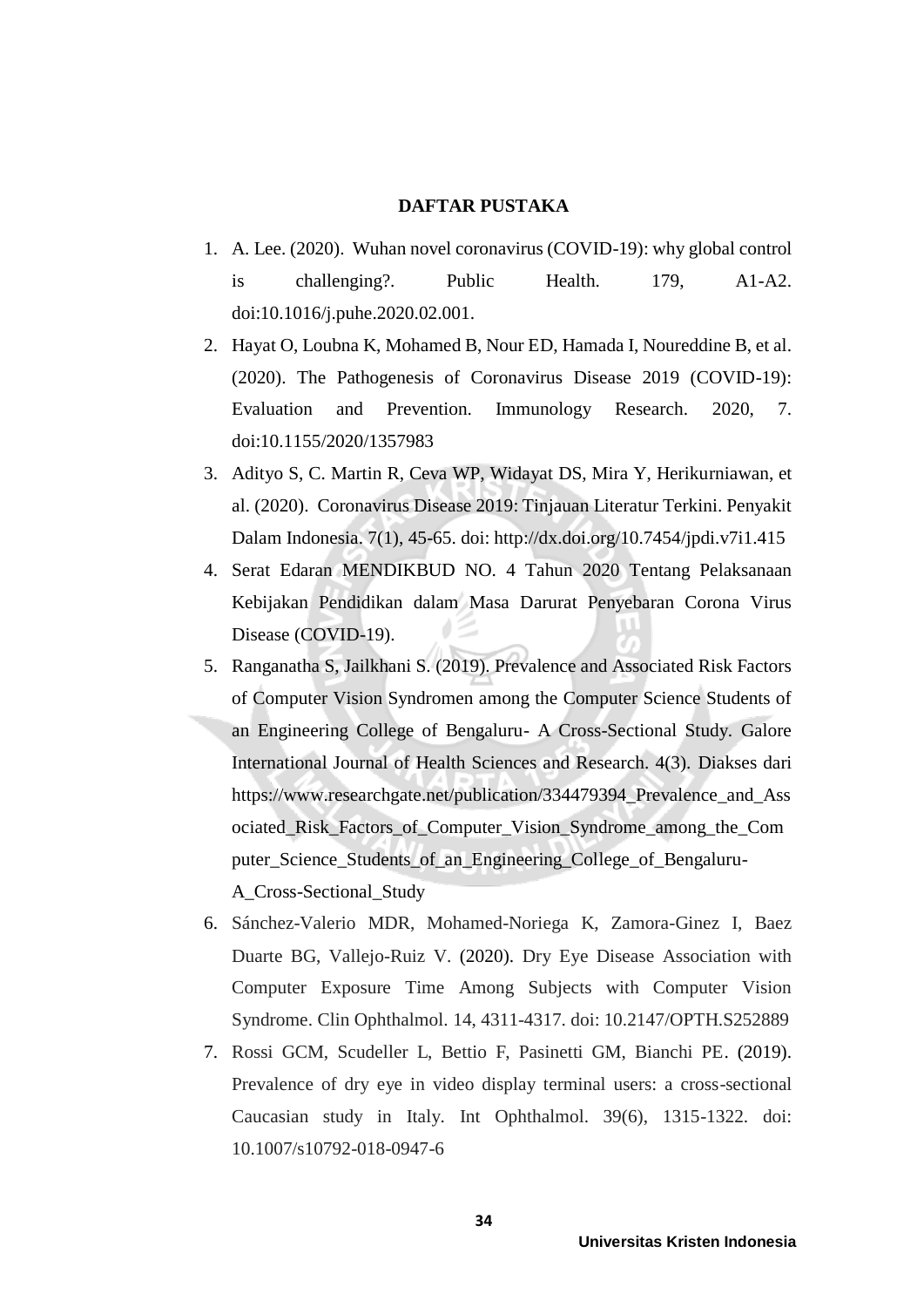# DAFTAR PUSTAKA

1. A. Lee. (2020). Wuhan novel coronavirus (COVID-19): why global control is challenging?. Public Health. 179, A1-A2. doi:10.1016/j.puhe.2020.02.001.
2. Hayat O, Loubna K, Mohamed B, Nour ED, Hamada I, Noureddine B, et al. (2020). The Pathogenesis of Coronavirus Disease 2019 (COVID-19): Evaluation and Prevention. Immunology Research. 2020, 7. doi:10.1155/2020/1357983
3. Adityo S, C. Martin R, Ceva WP, Widayat DS, Mira Y, Herikurniawan, et al. (2020). Coronavirus Disease 2019: Tinjauan Literatur Terkini. Penyakit Dalam Indonesia. 7(1), 45-65. doi: http://dx.doi.org/10.7454/jpdi.v7i1.415
4. Serat Edaran MENDIKBUD NO. 4 Tahun 2020 Tentang Pelaksanaan Kebijakan Pendidikan dalam Masa Darurat Penyebaran Corona Virus Disease (COVID-19).
5. Ranganatha S, Jailkhani S. (2019). Prevalence and Associated Risk Factors of Computer Vision Syndromen among the Computer Science Students of an Engineering College of Bengaluru- A Cross-Sectional Study. Galore International Journal of Health Sciences and Research. 4(3). Diakses dari https://www.researchgate.net/publication/334479394_Prevalence_and_Associated_Risk_Factors_of_Computer_Vision_Syndrome_among_the_Computer_Science_Students_of_an_Engineering_College_of_Bengaluru-A_Cross-Sectional_Study
6. Sánchez-Valerio MDR, Mohamed-Noriega K, Zamora-Ginez I, Baez Duarte BG, Vallejo-Ruiz V. (2020). Dry Eye Disease Association with Computer Exposure Time Among Subjects with Computer Vision Syndrome. Clin Ophthalmol. 14, 4311-4317. doi: 10.2147/OPTH.S252889
7. Rossi GCM, Scudeller L, Bettio F, Pasinetti GM, Bianchi PE. (2019). Prevalence of dry eye in video display terminal users: a cross-sectional Caucasian study in Italy. Int Ophthalmol. 39(6), 1315-1322. doi: 10.1007/s10792-018-0947-6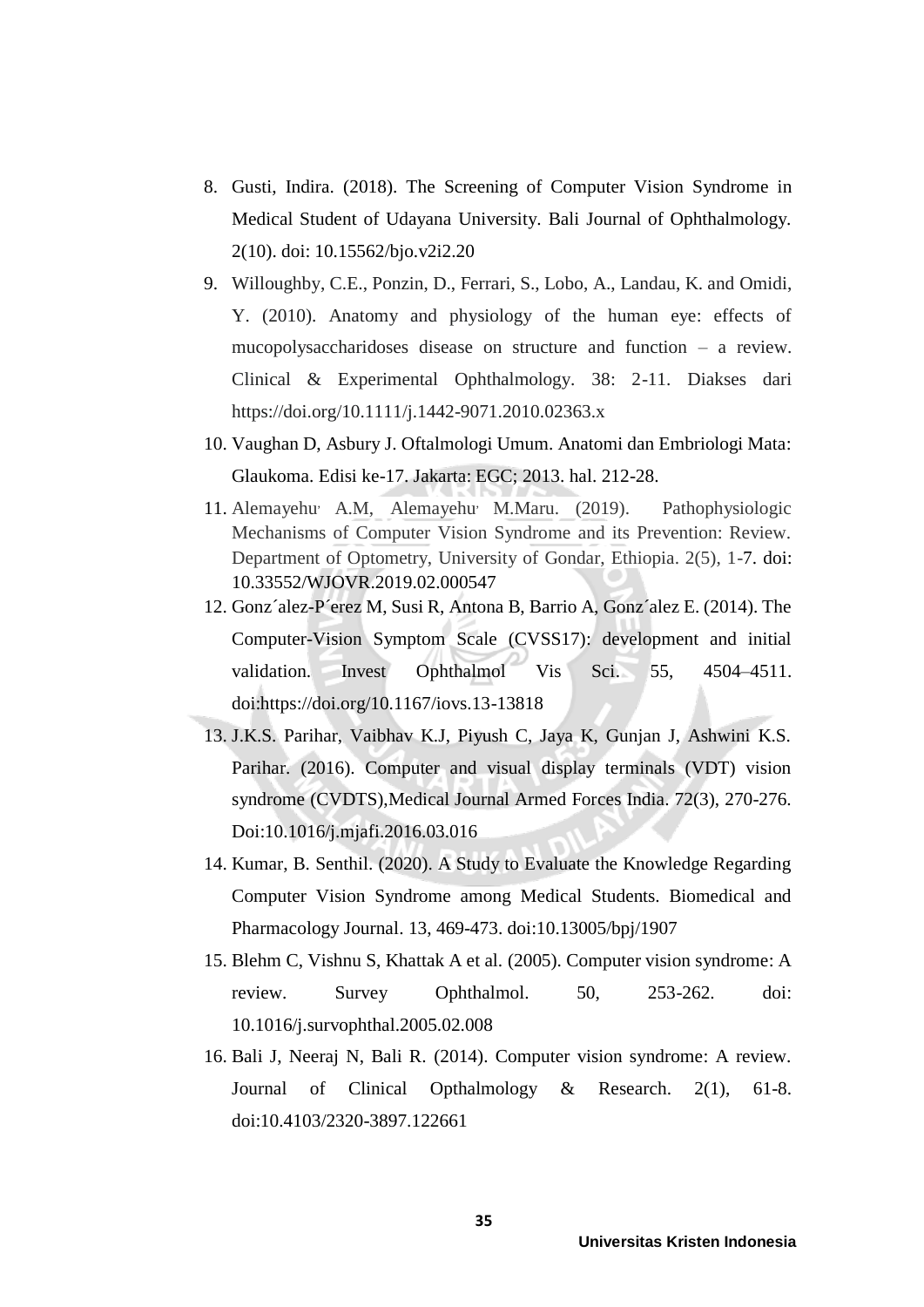8. Gusti, Indira. (2018). The Screening of Computer Vision Syndrome in Medical Student of Udayana University. Bali Journal of Ophthalmology. 2(10). doi: 10.15562/bjo.v2i2.20
9. Willoughby, C.E., Ponzin, D., Ferrari, S., Lobo, A., Landau, K. and Omidi, Y. (2010). Anatomy and physiology of the human eye: effects of mucopolysaccharidoses disease on structure and function – a review. Clinical & Experimental Ophthalmology. 38: 2-11. Diakses dari https://doi.org/10.1111/j.1442-9071.2010.02363.x
10. Vaughan D, Asbury J. Oftalmologi Umum. Anatomi dan Embriologi Mata: Glaukoma. Edisi ke-17. Jakarta: EGC; 2013. hal. 212-28.
11. Alemayehu, A.M, Alemayehu, M.Maru. (2019). Pathophysiologic Mechanisms of Computer Vision Syndrome and its Prevention: Review. Department of Optometry, University of Gondar, Ethiopia. 2(5), 1-7. doi: 10.33552/WJOVR.2019.02.000547
12. Gonz´alez-P´erez M, Susi R, Antona B, Barrio A, Gonz´alez E. (2014). The Computer-Vision Symptom Scale (CVSS17): development and initial validation. Invest Ophthalmol Vis Sci. 55, 4504–4511. doi:https://doi.org/10.1167/iovs.13-13818
13. J.K.S. Parihar, Vaibhav K.J, Piyush C, Jaya K, Gunjan J, Ashwini K.S. Parihar. (2016). Computer and visual display terminals (VDT) vision syndrome (CVDTS),Medical Journal Armed Forces India. 72(3), 270-276. Doi:10.1016/j.mjafi.2016.03.016
14. Kumar, B. Senthil. (2020). A Study to Evaluate the Knowledge Regarding Computer Vision Syndrome among Medical Students. Biomedical and Pharmacology Journal. 13, 469-473. doi:10.13005/bpj/1907
15. Blehm C, Vishnu S, Khattak A et al. (2005). Computer vision syndrome: A review. Survey Ophthalmol. 50, 253-262. doi: 10.1016/j.survophthal.2005.02.008
16. Bali J, Neeraj N, Bali R. (2014). Computer vision syndrome: A review. Journal of Clinical Opthalmology & Research. 2(1), 61-8. doi:10.4103/2320-3897.122661